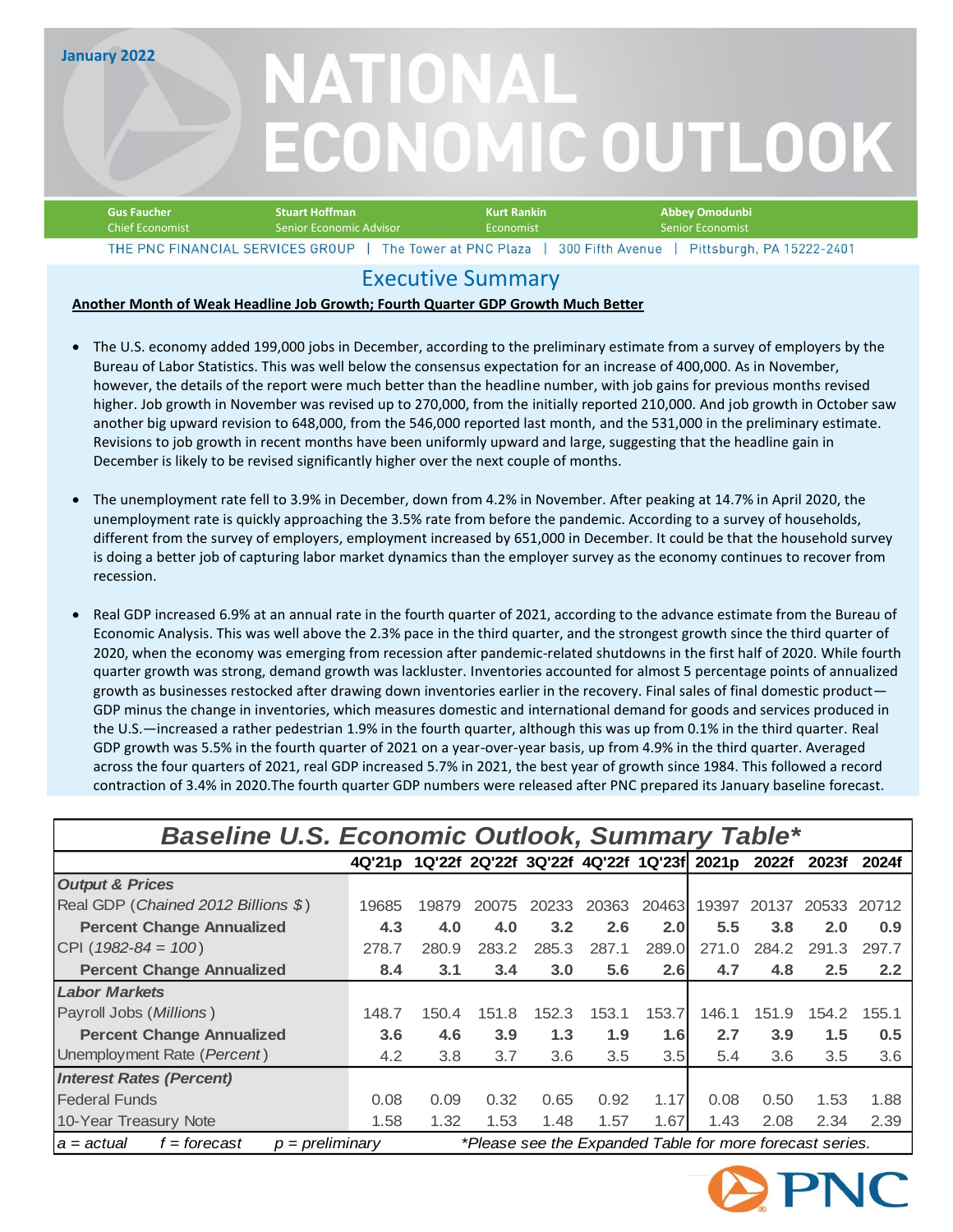January 2022

# NATIONAL ECONOMIC OUTLOOK

**Gus Faucher**
Chief Economist

**Stuart Hoffman**
Senior Economic Advisor

**Kurt Rankin**
Economist

**Abbey Omodunbi**
Senior Economist

THE PNC FINANCIAL SERVICES GROUP | The Tower at PNC Plaza | 300 Fifth Avenue | Pittsburgh, PA 15222-2401

## Executive Summary

**Another Month of Weak Headline Job Growth; Fourth Quarter GDP Growth Much Better**

- The U.S. economy added 199,000 jobs in December, according to the preliminary estimate from a survey of employers by the Bureau of Labor Statistics. This was well below the consensus expectation for an increase of 400,000. As in November, however, the details of the report were much better than the headline number, with job gains for previous months revised higher. Job growth in November was revised up to 270,000, from the initially reported 210,000. And job growth in October saw another big upward revision to 648,000, from the 546,000 reported last month, and the 531,000 in the preliminary estimate. Revisions to job growth in recent months have been uniformly upward and large, suggesting that the headline gain in December is likely to be revised significantly higher over the next couple of months.

- The unemployment rate fell to 3.9% in December, down from 4.2% in November. After peaking at 14.7% in April 2020, the unemployment rate is quickly approaching the 3.5% rate from before the pandemic. According to a survey of households, different from the survey of employers, employment increased by 651,000 in December. It could be that the household survey is doing a better job of capturing labor market dynamics than the employer survey as the economy continues to recover from recession.

- Real GDP increased 6.9% at an annual rate in the fourth quarter of 2021, according to the advance estimate from the Bureau of Economic Analysis. This was well above the 2.3% pace in the third quarter, and the strongest growth since the third quarter of 2020, when the economy was emerging from recession after pandemic-related shutdowns in the first half of 2020. While fourth quarter growth was strong, demand growth was lackluster. Inventories accounted for almost 5 percentage points of annualized growth as businesses restocked after drawing down inventories earlier in the recovery. Final sales of final domestic product—GDP minus the change in inventories, which measures domestic and international demand for goods and services produced in the U.S.—increased a rather pedestrian 1.9% in the fourth quarter, although this was up from 0.1% in the third quarter. Real GDP growth was 5.5% in the fourth quarter of 2021 on a year-over-year basis, up from 4.9% in the third quarter. Averaged across the four quarters of 2021, real GDP increased 5.7% in 2021, the best year of growth since 1984. This followed a record contraction of 3.4% in 2020.The fourth quarter GDP numbers were released after PNC prepared its January baseline forecast.

### *Baseline U.S. Economic Outlook, Summary Table**

| | 4Q'21p | 1Q'22f | 2Q'22f | 3Q'22f | 4Q'22f | 1Q'23f | 2021p | 2022f | 2023f | 2024f |
|---|---|---|---|---|---|---|---|---|---|---|
| ***Output & Prices*** | | | | | | | | | | |
| Real GDP (*Chained 2012 Billions $*) | 19685 | 19879 | 20075 | 20233 | 20363 | 20463 | 19397 | 20137 | 20533 | 20712 |
| **Percent Change Annualized** | **4.3** | **4.0** | **4.0** | **3.2** | **2.6** | **2.0** | **5.5** | **3.8** | **2.0** | **0.9** |
| CPI (*1982-84 = 100*) | 278.7 | 280.9 | 283.2 | 285.3 | 287.1 | 289.0 | 271.0 | 284.2 | 291.3 | 297.7 |
| **Percent Change Annualized** | **8.4** | **3.1** | **3.4** | **3.0** | **5.6** | **2.6** | **4.7** | **4.8** | **2.5** | **2.2** |
| ***Labor Markets*** | | | | | | | | | | |
| Payroll Jobs (*Millions*) | 148.7 | 150.4 | 151.8 | 152.3 | 153.1 | 153.7 | 146.1 | 151.9 | 154.2 | 155.1 |
| **Percent Change Annualized** | **3.6** | **4.6** | **3.9** | **1.3** | **1.9** | **1.6** | **2.7** | **3.9** | **1.5** | **0.5** |
| Unemployment Rate (*Percent*) | 4.2 | 3.8 | 3.7 | 3.6 | 3.5 | 3.5 | 5.4 | 3.6 | 3.5 | 3.6 |
| ***Interest Rates (Percent)*** | | | | | | | | | | |
| Federal Funds | 0.08 | 0.09 | 0.32 | 0.65 | 0.92 | 1.17 | 0.08 | 0.50 | 1.53 | 1.88 |
| 10-Year Treasury Note | 1.58 | 1.32 | 1.53 | 1.48 | 1.57 | 1.67 | 1.43 | 2.08 | 2.34 | 2.39 |

*a = actual f = forecast p = preliminary* *\*Please see the Expanded Table for more forecast series.*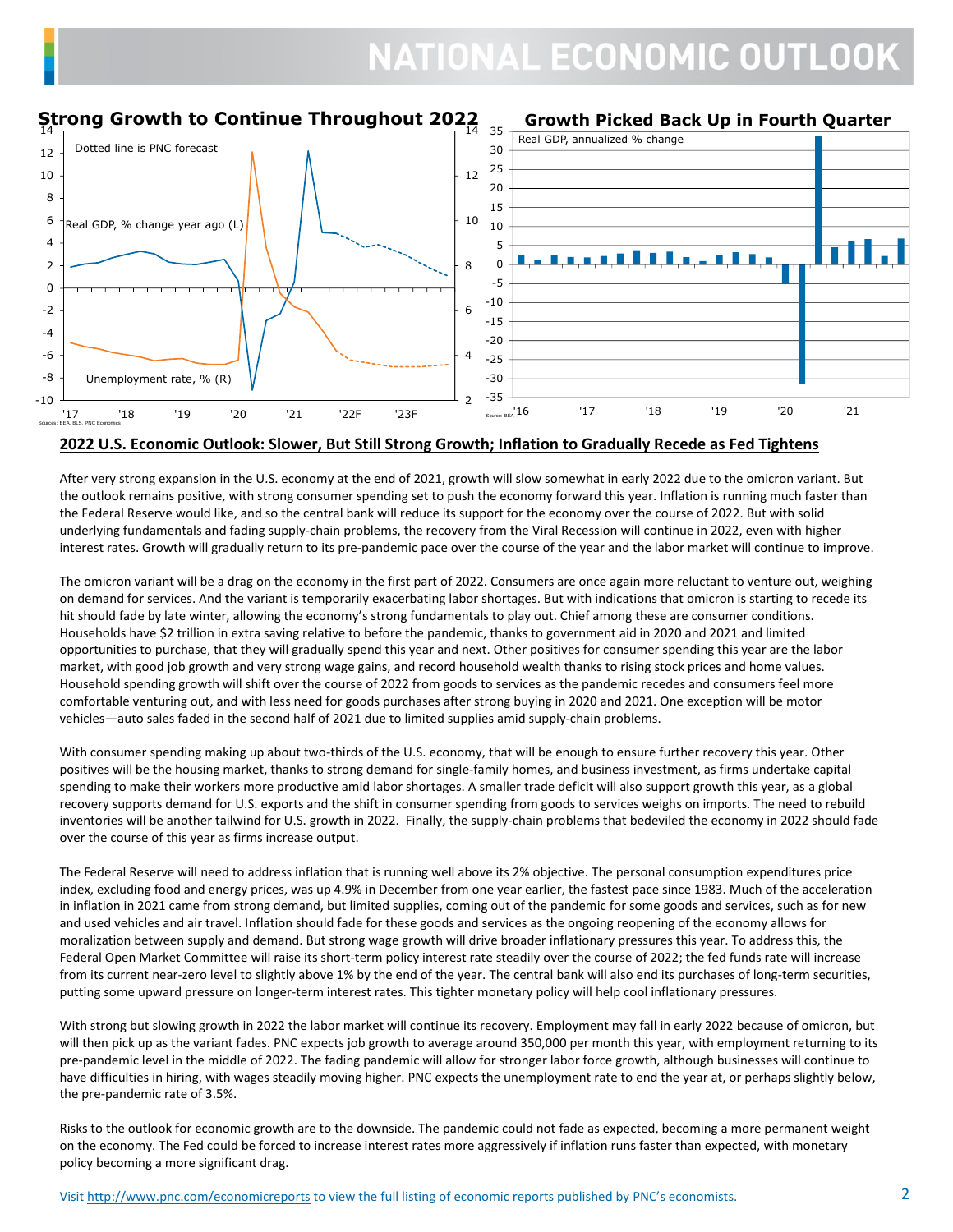**Strong Growth to Continue Throughout 2022**

Dotted line is PNC forecast

Real GDP, % change year ago (L)

Unemployment rate, % (R)

Sources: BEA, BLS, PNC Economics

**Growth Picked Back Up in Fourth Quarter**

Real GDP, annualized % change

Source: BEA

## 2022 U.S. Economic Outlook: Slower, But Still Strong Growth; Inflation to Gradually Recede as Fed Tightens

After very strong expansion in the U.S. economy at the end of 2021, growth will slow somewhat in early 2022 due to the omicron variant. But the outlook remains positive, with strong consumer spending set to push the economy forward this year. Inflation is running much faster than the Federal Reserve would like, and so the central bank will reduce its support for the economy over the course of 2022. But with solid underlying fundamentals and fading supply-chain problems, the recovery from the Viral Recession will continue in 2022, even with higher interest rates. Growth will gradually return to its pre-pandemic pace over the course of the year and the labor market will continue to improve.

The omicron variant will be a drag on the economy in the first part of 2022. Consumers are once again more reluctant to venture out, weighing on demand for services. And the variant is temporarily exacerbating labor shortages. But with indications that omicron is starting to recede its hit should fade by late winter, allowing the economy's strong fundamentals to play out. Chief among these are consumer conditions. Households have $2 trillion in extra saving relative to before the pandemic, thanks to government aid in 2020 and 2021 and limited opportunities to purchase, that they will gradually spend this year and next. Other positives for consumer spending this year are the labor market, with good job growth and very strong wage gains, and record household wealth thanks to rising stock prices and home values. Household spending growth will shift over the course of 2022 from goods to services as the pandemic recedes and consumers feel more comfortable venturing out, and with less need for goods purchases after strong buying in 2020 and 2021. One exception will be motor vehicles—auto sales faded in the second half of 2021 due to limited supplies amid supply-chain problems.

With consumer spending making up about two-thirds of the U.S. economy, that will be enough to ensure further recovery this year. Other positives will be the housing market, thanks to strong demand for single-family homes, and business investment, as firms undertake capital spending to make their workers more productive amid labor shortages. A smaller trade deficit will also support growth this year, as a global recovery supports demand for U.S. exports and the shift in consumer spending from goods to services weighs on imports. The need to rebuild inventories will be another tailwind for U.S. growth in 2022. Finally, the supply-chain problems that bedeviled the economy in 2022 should fade over the course of this year as firms increase output.

The Federal Reserve will need to address inflation that is running well above its 2% objective. The personal consumption expenditures price index, excluding food and energy prices, was up 4.9% in December from one year earlier, the fastest pace since 1983. Much of the acceleration in inflation in 2021 came from strong demand, but limited supplies, coming out of the pandemic for some goods and services, such as for new and used vehicles and air travel. Inflation should fade for these goods and services as the ongoing reopening of the economy allows for moralization between supply and demand. But strong wage growth will drive broader inflationary pressures this year. To address this, the Federal Open Market Committee will raise its short-term policy interest rate steadily over the course of 2022; the fed funds rate will increase from its current near-zero level to slightly above 1% by the end of the year. The central bank will also end its purchases of long-term securities, putting some upward pressure on longer-term interest rates. This tighter monetary policy will help cool inflationary pressures.

With strong but slowing growth in 2022 the labor market will continue its recovery. Employment may fall in early 2022 because of omicron, but will then pick up as the variant fades. PNC expects job growth to average around 350,000 per month this year, with employment returning to its pre-pandemic level in the middle of 2022. The fading pandemic will allow for stronger labor force growth, although businesses will continue to have difficulties in hiring, with wages steadily moving higher. PNC expects the unemployment rate to end the year at, or perhaps slightly below, the pre-pandemic rate of 3.5%.

Risks to the outlook for economic growth are to the downside. The pandemic could not fade as expected, becoming a more permanent weight on the economy. The Fed could be forced to increase interest rates more aggressively if inflation runs faster than expected, with monetary policy becoming a more significant drag.

Visit http://www.pnc.com/economicreports to view the full listing of economic reports published by PNC's economists.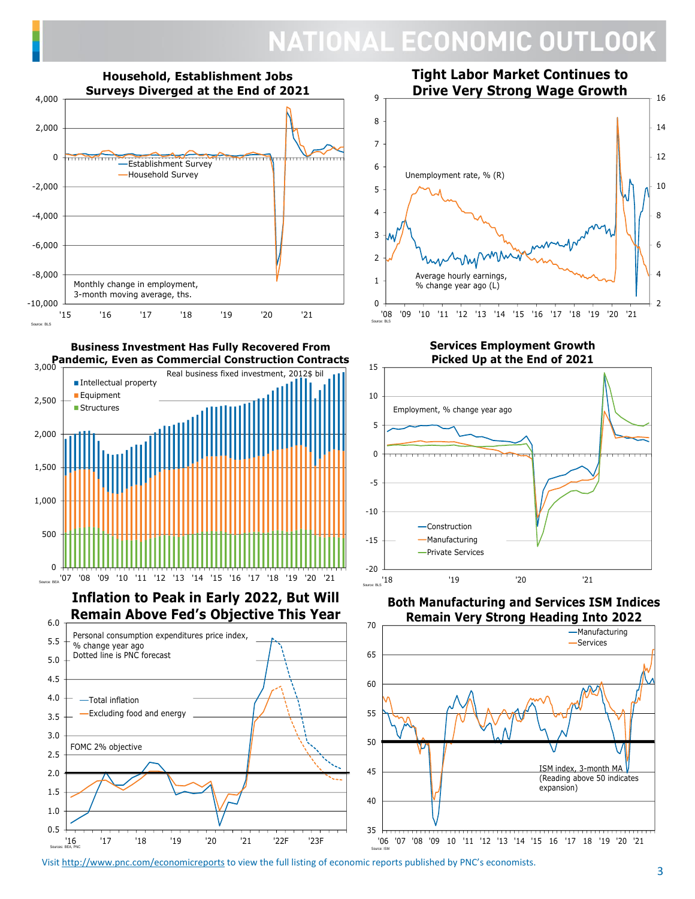# NATIONAL ECONOMIC OUTLOOK

**Household, Establishment Jobs Surveys Diverged at the End of 2021**

Monthly change in employment, 3-month moving average, ths.

Establishment Survey
Household Survey

Source: BLS

**Tight Labor Market Continues to Drive Very Strong Wage Growth**

Unemployment rate, % (R)

Average hourly earnings, % change year ago (L)

Source: BLS

**Business Investment Has Fully Recovered From Pandemic, Even as Commercial Construction Contracts**

Real business fixed investment, 2012$ bil

Intellectual property
Equipment
Structures

Source: BEA

**Services Employment Growth Picked Up at the End of 2021**

Employment, % change year ago

Construction
Manufacturing
Private Services

Source: BLS

**Inflation to Peak in Early 2022, But Will Remain Above Fed's Objective This Year**

Personal consumption expenditures price index, % change year ago
Dotted line is PNC forecast

Total inflation
Excluding food and energy

FOMC 2% objective

Sources: BEA, PNC

**Both Manufacturing and Services ISM Indices Remain Very Strong Heading Into 2022**

Manufacturing
Services

ISM index, 3-month MA
(Reading above 50 indicates expansion)

Source: ISM

Visit http://www.pnc.com/economicreports to view the full listing of economic reports published by PNC's economists.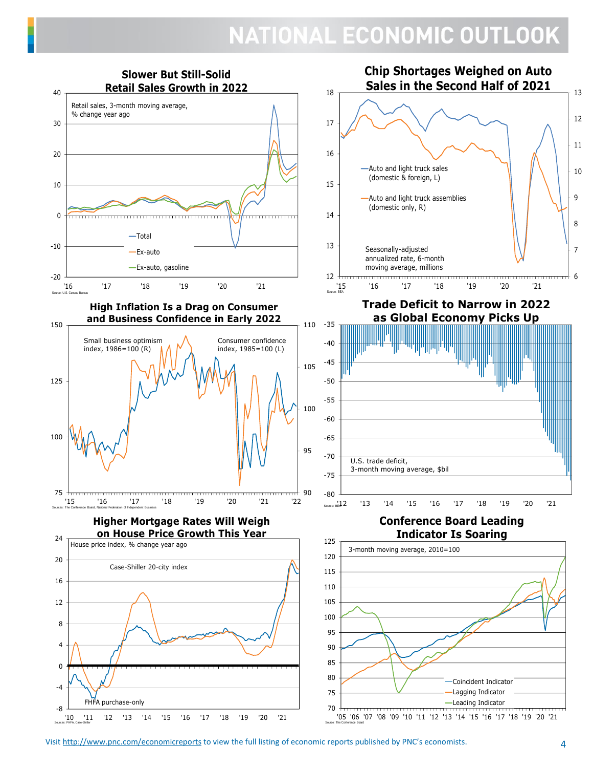# NATIONAL ECONOMIC OUTLOOK

### Slower But Still-Solid Retail Sales Growth in 2022

Retail sales, 3-month moving average, % change year ago

Total

Ex-auto

Ex-auto, gasoline

Source: U.S. Census Bureau

### Chip Shortages Weighed on Auto Sales in the Second Half of 2021

Auto and light truck sales (domestic & foreign, L)

Auto and light truck assemblies (domestic only, R)

Seasonally-adjusted annualized rate, 6-month moving average, millions

Source: BEA

### High Inflation Is a Drag on Consumer and Business Confidence in Early 2022

Small business optimism index, 1986=100 (R)

Consumer confidence index, 1985=100 (L)

Sources: The Conference Board, National Federation of Independent Business

### Trade Deficit to Narrow in 2022 as Global Economy Picks Up

U.S. trade deficit, 3-month moving average, $bil

Source: BEA

### Higher Mortgage Rates Will Weigh on House Price Growth This Year

House price index, % change year ago

Case-Shiller 20-city index

FHFA purchase-only

Sources: FHFA, Case-Shiller

### Conference Board Leading Indicator Is Soaring

3-month moving average, 2010=100

Coincident Indicator

Lagging Indicator

Leading Indicator

Source: The Conference Board

Visit http://www.pnc.com/economicreports to view the full listing of economic reports published by PNC's economists.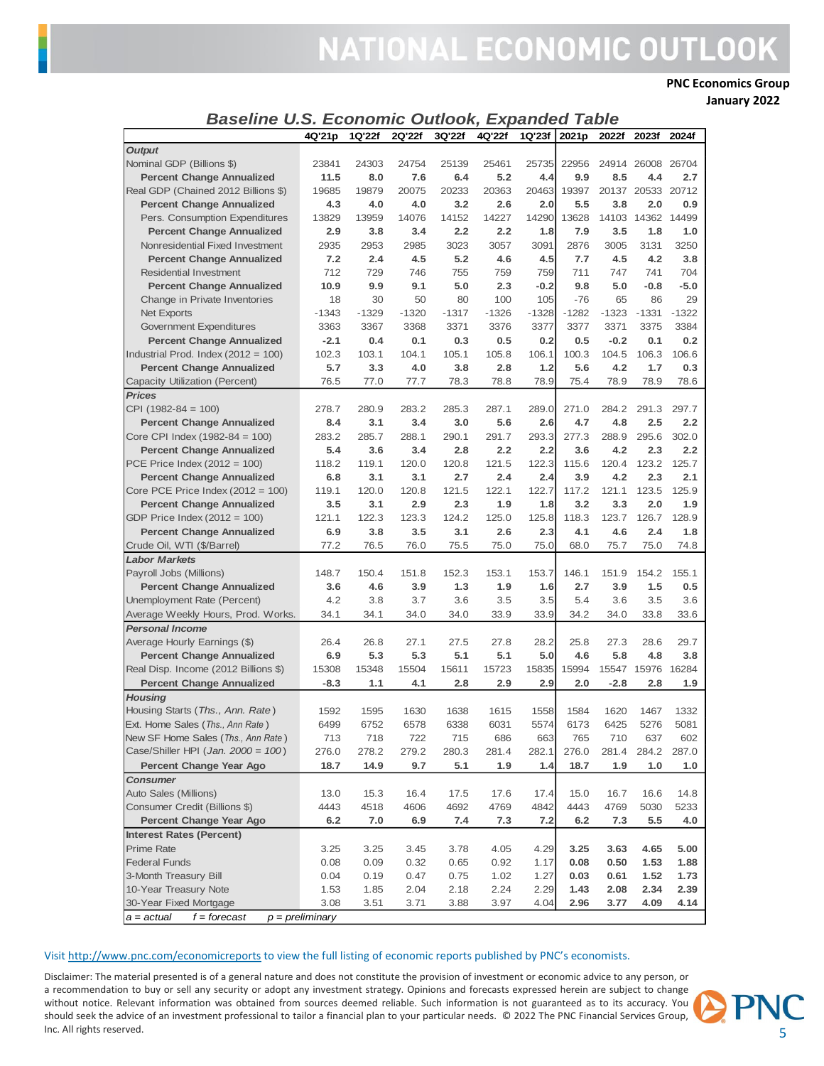# NATIONAL ECONOMIC OUTLOOK

**PNC Economics Group**
**January 2022**

## Baseline U.S. Economic Outlook, Expanded Table

| | 4Q'21p | 1Q'22f | 2Q'22f | 3Q'22f | 4Q'22f | 1Q'23f | 2021p | 2022f | 2023f | 2024f |
|---|---|---|---|---|---|---|---|---|---|---|
| ***Output*** | | | | | | | | | | |
| Nominal GDP (Billions $) | 23841 | 24303 | 24754 | 25139 | 25461 | 25735 | 22956 | 24914 | 26008 | 26704 |
| **Percent Change Annualized** | **11.5** | **8.0** | **7.6** | **6.4** | **5.2** | **4.4** | **9.9** | **8.5** | **4.4** | **2.7** |
| Real GDP (Chained 2012 Billions $) | 19685 | 19879 | 20075 | 20233 | 20363 | 20463 | 19397 | 20137 | 20533 | 20712 |
| **Percent Change Annualized** | **4.3** | **4.0** | **4.0** | **3.2** | **2.6** | **2.0** | **5.5** | **3.8** | **2.0** | **0.9** |
| Pers. Consumption Expenditures | 13829 | 13959 | 14076 | 14152 | 14227 | 14290 | 13628 | 14103 | 14362 | 14499 |
| **Percent Change Annualized** | **2.9** | **3.8** | **3.4** | **2.2** | **2.2** | **1.8** | **7.9** | **3.5** | **1.8** | **1.0** |
| Nonresidential Fixed Investment | 2935 | 2953 | 2985 | 3023 | 3057 | 3091 | 2876 | 3005 | 3131 | 3250 |
| **Percent Change Annualized** | **7.2** | **2.4** | **4.5** | **5.2** | **4.6** | **4.5** | **7.7** | **4.5** | **4.2** | **3.8** |
| Residential Investment | 712 | 729 | 746 | 755 | 759 | 759 | 711 | 747 | 741 | 704 |
| **Percent Change Annualized** | **10.9** | **9.9** | **9.1** | **5.0** | **2.3** | **-0.2** | **9.8** | **5.0** | **-0.8** | **-5.0** |
| Change in Private Inventories | 18 | 30 | 50 | 80 | 100 | 105 | -76 | 65 | 86 | 29 |
| Net Exports | -1343 | -1329 | -1320 | -1317 | -1326 | -1328 | -1282 | -1323 | -1331 | -1322 |
| Government Expenditures | 3363 | 3367 | 3368 | 3371 | 3376 | 3377 | 3377 | 3371 | 3375 | 3384 |
| **Percent Change Annualized** | **-2.1** | **0.4** | **0.1** | **0.3** | **0.5** | **0.2** | **0.5** | **-0.2** | **0.1** | **0.2** |
| Industrial Prod. Index (2012 = 100) | 102.3 | 103.1 | 104.1 | 105.1 | 105.8 | 106.1 | 100.3 | 104.5 | 106.3 | 106.6 |
| **Percent Change Annualized** | **5.7** | **3.3** | **4.0** | **3.8** | **2.8** | **1.2** | **5.6** | **4.2** | **1.7** | **0.3** |
| Capacity Utilization (Percent) | 76.5 | 77.0 | 77.7 | 78.3 | 78.8 | 78.9 | 75.4 | 78.9 | 78.9 | 78.6 |
| ***Prices*** | | | | | | | | | | |
| CPI (1982-84 = 100) | 278.7 | 280.9 | 283.2 | 285.3 | 287.1 | 289.0 | 271.0 | 284.2 | 291.3 | 297.7 |
| **Percent Change Annualized** | **8.4** | **3.1** | **3.4** | **3.0** | **5.6** | **2.6** | **4.7** | **4.8** | **2.5** | **2.2** |
| Core CPI Index (1982-84 = 100) | 283.2 | 285.7 | 288.1 | 290.1 | 291.7 | 293.3 | 277.3 | 288.9 | 295.6 | 302.0 |
| **Percent Change Annualized** | **5.4** | **3.6** | **3.4** | **2.8** | **2.2** | **2.2** | **3.6** | **4.2** | **2.3** | **2.2** |
| PCE Price Index (2012 = 100) | 118.2 | 119.1 | 120.0 | 120.8 | 121.5 | 122.3 | 115.6 | 120.4 | 123.2 | 125.7 |
| **Percent Change Annualized** | **6.8** | **3.1** | **3.1** | **2.7** | **2.4** | **2.4** | **3.9** | **4.2** | **2.3** | **2.1** |
| Core PCE Price Index (2012 = 100) | 119.1 | 120.0 | 120.8 | 121.5 | 122.1 | 122.7 | 117.2 | 121.1 | 123.5 | 125.9 |
| **Percent Change Annualized** | **3.5** | **3.1** | **2.9** | **2.3** | **1.9** | **1.8** | **3.2** | **3.3** | **2.0** | **1.9** |
| GDP Price Index (2012 = 100) | 121.1 | 122.3 | 123.3 | 124.2 | 125.0 | 125.8 | 118.3 | 123.7 | 126.7 | 128.9 |
| **Percent Change Annualized** | **6.9** | **3.8** | **3.5** | **3.1** | **2.6** | **2.3** | **4.1** | **4.6** | **2.4** | **1.8** |
| Crude Oil, WTI ($/Barrel) | 77.2 | 76.5 | 76.0 | 75.5 | 75.0 | 75.0 | 68.0 | 75.7 | 75.0 | 74.8 |
| ***Labor Markets*** | | | | | | | | | | |
| Payroll Jobs (Millions) | 148.7 | 150.4 | 151.8 | 152.3 | 153.1 | 153.7 | 146.1 | 151.9 | 154.2 | 155.1 |
| **Percent Change Annualized** | **3.6** | **4.6** | **3.9** | **1.3** | **1.9** | **1.6** | **2.7** | **3.9** | **1.5** | **0.5** |
| Unemployment Rate (Percent) | 4.2 | 3.8 | 3.7 | 3.6 | 3.5 | 3.5 | 5.4 | 3.6 | 3.5 | 3.6 |
| Average Weekly Hours, Prod. Works. | 34.1 | 34.1 | 34.0 | 34.0 | 33.9 | 33.9 | 34.2 | 34.0 | 33.8 | 33.6 |
| ***Personal Income*** | | | | | | | | | | |
| Average Hourly Earnings ($) | 26.4 | 26.8 | 27.1 | 27.5 | 27.8 | 28.2 | 25.8 | 27.3 | 28.6 | 29.7 |
| **Percent Change Annualized** | **6.9** | **5.3** | **5.3** | **5.1** | **5.1** | **5.0** | **4.6** | **5.8** | **4.8** | **3.8** |
| Real Disp. Income (2012 Billions $) | 15308 | 15348 | 15504 | 15611 | 15723 | 15835 | 15994 | 15547 | 15976 | 16284 |
| **Percent Change Annualized** | **-8.3** | **1.1** | **4.1** | **2.8** | **2.9** | **2.9** | **2.0** | **-2.8** | **2.8** | **1.9** |
| ***Housing*** | | | | | | | | | | |
| Housing Starts (*Ths., Ann. Rate*) | 1592 | 1595 | 1630 | 1638 | 1615 | 1558 | 1584 | 1620 | 1467 | 1332 |
| Ext. Home Sales (*Ths., Ann Rate*) | 6499 | 6752 | 6578 | 6338 | 6031 | 5574 | 6173 | 6425 | 5276 | 5081 |
| New SF Home Sales (*Ths., Ann Rate*) | 713 | 718 | 722 | 715 | 686 | 663 | 765 | 710 | 637 | 602 |
| Case/Shiller HPI (*Jan. 2000 = 100*) | 276.0 | 278.2 | 279.2 | 280.3 | 281.4 | 282.1 | 276.0 | 281.4 | 284.2 | 287.0 |
| **Percent Change Year Ago** | **18.7** | **14.9** | **9.7** | **5.1** | **1.9** | **1.4** | **18.7** | **1.9** | **1.0** | **1.0** |
| ***Consumer*** | | | | | | | | | | |
| Auto Sales (Millions) | 13.0 | 15.3 | 16.4 | 17.5 | 17.6 | 17.4 | 15.0 | 16.7 | 16.6 | 14.8 |
| Consumer Credit (Billions $) | 4443 | 4518 | 4606 | 4692 | 4769 | 4842 | 4443 | 4769 | 5030 | 5233 |
| **Percent Change Year Ago** | **6.2** | **7.0** | **6.9** | **7.4** | **7.3** | **7.2** | **6.2** | **7.3** | **5.5** | **4.0** |
| **Interest Rates (Percent)** | | | | | | | | | | |
| Prime Rate | 3.25 | 3.25 | 3.45 | 3.78 | 4.05 | 4.29 | **3.25** | **3.63** | **4.65** | **5.00** |
| Federal Funds | 0.08 | 0.09 | 0.32 | 0.65 | 0.92 | 1.17 | **0.08** | **0.50** | **1.53** | **1.88** |
| 3-Month Treasury Bill | 0.04 | 0.19 | 0.47 | 0.75 | 1.02 | 1.27 | **0.03** | **0.61** | **1.52** | **1.73** |
| 10-Year Treasury Note | 1.53 | 1.85 | 2.04 | 2.18 | 2.24 | 2.29 | **1.43** | **2.08** | **2.34** | **2.39** |
| 30-Year Fixed Mortgage | 3.08 | 3.51 | 3.71 | 3.88 | 3.97 | 4.04 | **2.96** | **3.77** | **4.09** | **4.14** |

*a = actual* *f = forecast* *p = preliminary*

Visit http://www.pnc.com/economicreports to view the full listing of economic reports published by PNC's economists.

Disclaimer: The material presented is of a general nature and does not constitute the provision of investment or economic advice to any person, or a recommendation to buy or sell any security or adopt any investment strategy. Opinions and forecasts expressed herein are subject to change without notice. Relevant information was obtained from sources deemed reliable. Such information is not guaranteed as to its accuracy. You should seek the advice of an investment professional to tailor a financial plan to your particular needs. © 2022 The PNC Financial Services Group, Inc. All rights reserved.